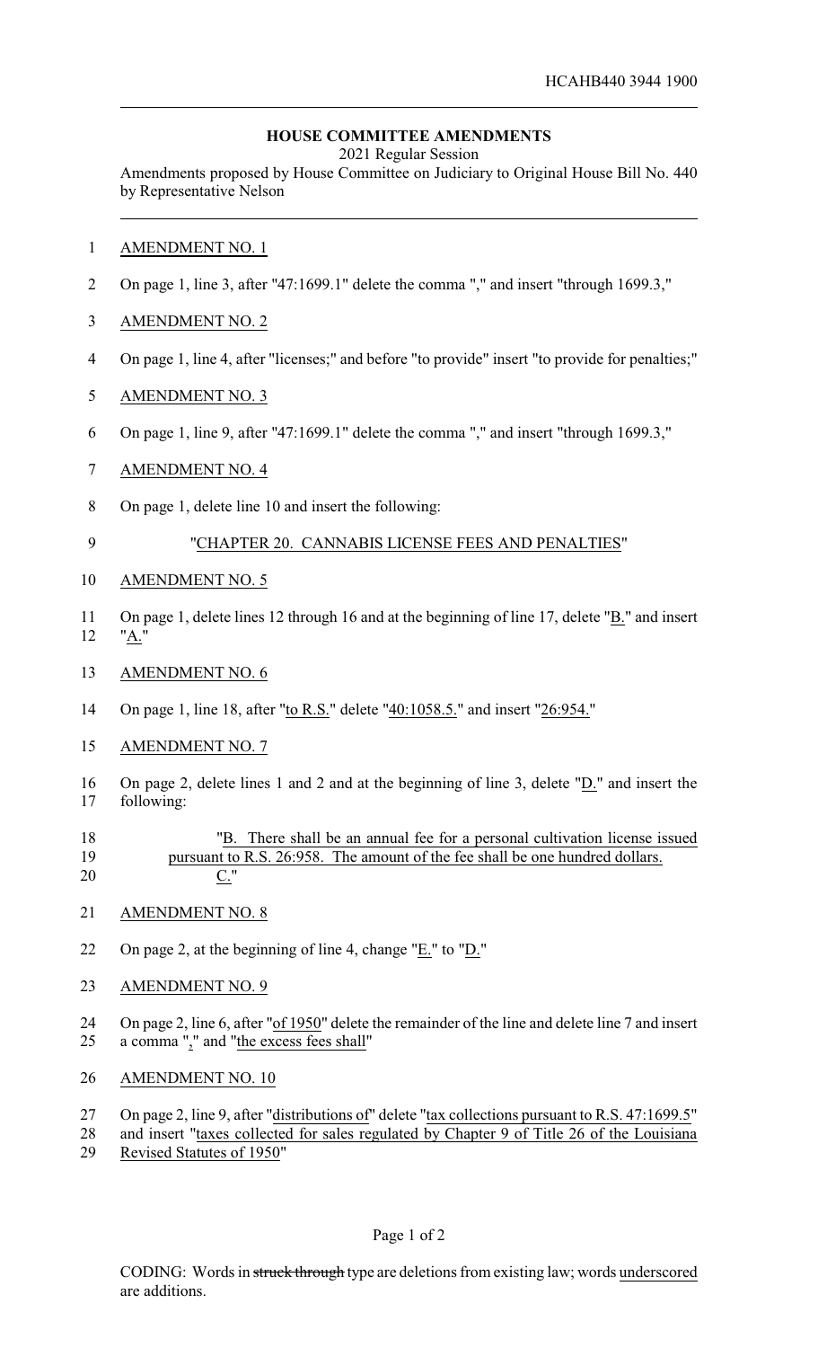HCAHB440 3944 1900

## HOUSE COMMITTEE AMENDMENTS

2021 Regular Session

Amendments proposed by House Committee on Judiciary to Original House Bill No. 440 by Representative Nelson

AMENDMENT NO. 1

On page 1, line 3, after "47:1699.1" delete the comma "," and insert "through 1699.3,"

AMENDMENT NO. 2

On page 1, line 4, after "licenses;" and before "to provide" insert "to provide for penalties;"

AMENDMENT NO. 3

On page 1, line 9, after "47:1699.1" delete the comma "," and insert "through 1699.3,"

AMENDMENT NO. 4

On page 1, delete line 10 and insert the following:

"CHAPTER 20. CANNABIS LICENSE FEES AND PENALTIES"

AMENDMENT NO. 5

On page 1, delete lines 12 through 16 and at the beginning of line 17, delete "B." and insert "A."

AMENDMENT NO. 6

On page 1, line 18, after "to R.S." delete "40:1058.5." and insert "26:954."

AMENDMENT NO. 7

On page 2, delete lines 1 and 2 and at the beginning of line 3, delete "D." and insert the following:

"B. There shall be an annual fee for a personal cultivation license issued pursuant to R.S. 26:958. The amount of the fee shall be one hundred dollars.
C."

AMENDMENT NO. 8

On page 2, at the beginning of line 4, change "E." to "D."

AMENDMENT NO. 9

On page 2, line 6, after "of 1950" delete the remainder of the line and delete line 7 and insert a comma "," and "the excess fees shall"

AMENDMENT NO. 10

On page 2, line 9, after "distributions of" delete "tax collections pursuant to R.S. 47:1699.5" and insert "taxes collected for sales regulated by Chapter 9 of Title 26 of the Louisiana Revised Statutes of 1950"

CODING: Words in ~~struck through~~ type are deletions from existing law; words underscored are additions.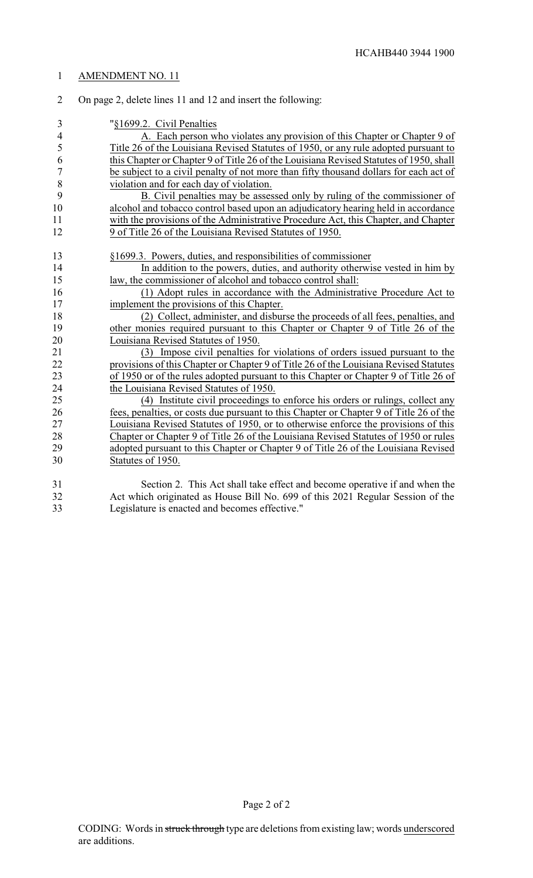AMENDMENT NO. 11

On page 2, delete lines 11 and 12 and insert the following:

"§1699.2. Civil Penalties

A. Each person who violates any provision of this Chapter or Chapter 9 of Title 26 of the Louisiana Revised Statutes of 1950, or any rule adopted pursuant to this Chapter or Chapter 9 of Title 26 of the Louisiana Revised Statutes of 1950, shall be subject to a civil penalty of not more than fifty thousand dollars for each act of violation and for each day of violation.

B. Civil penalties may be assessed only by ruling of the commissioner of alcohol and tobacco control based upon an adjudicatory hearing held in accordance with the provisions of the Administrative Procedure Act, this Chapter, and Chapter 9 of Title 26 of the Louisiana Revised Statutes of 1950.

§1699.3. Powers, duties, and responsibilities of commissioner

In addition to the powers, duties, and authority otherwise vested in him by law, the commissioner of alcohol and tobacco control shall:

(1) Adopt rules in accordance with the Administrative Procedure Act to implement the provisions of this Chapter.

(2) Collect, administer, and disburse the proceeds of all fees, penalties, and other monies required pursuant to this Chapter or Chapter 9 of Title 26 of the Louisiana Revised Statutes of 1950.

(3) Impose civil penalties for violations of orders issued pursuant to the provisions of this Chapter or Chapter 9 of Title 26 of the Louisiana Revised Statutes of 1950 or of the rules adopted pursuant to this Chapter or Chapter 9 of Title 26 of the Louisiana Revised Statutes of 1950.

(4) Institute civil proceedings to enforce his orders or rulings, collect any fees, penalties, or costs due pursuant to this Chapter or Chapter 9 of Title 26 of the Louisiana Revised Statutes of 1950, or to otherwise enforce the provisions of this Chapter or Chapter 9 of Title 26 of the Louisiana Revised Statutes of 1950 or rules adopted pursuant to this Chapter or Chapter 9 of Title 26 of the Louisiana Revised Statutes of 1950.

Section 2. This Act shall take effect and become operative if and when the Act which originated as House Bill No. 699 of this 2021 Regular Session of the Legislature is enacted and becomes effective."

CODING: Words in ~~struck through~~ type are deletions from existing law; words underscored are additions.